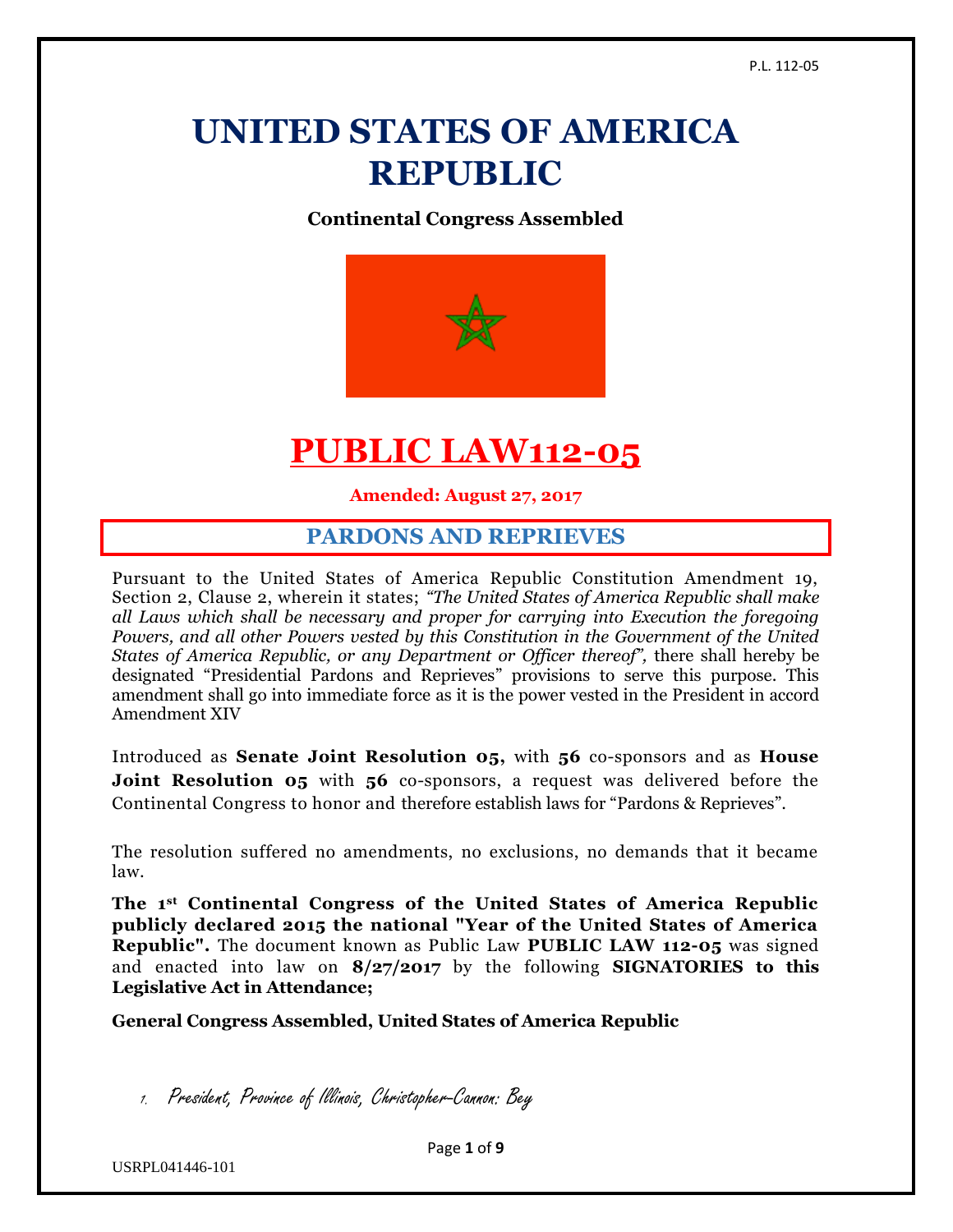# UNITED STATES OF AMERICA REPUBLIC

**Continental Congress Assembled**

# PUBLIC LAW112-05

**Amended: August 27, 2017**

## PARDONS AND REPRIEVES

Pursuant to the United States of America Republic Constitution Amendment 19, Section 2, Clause 2, wherein it states; *"The United States of America Republic shall make all Laws which shall be necessary and proper for carrying into Execution the foregoing Powers, and all other Powers vested by this Constitution in the Government of the United States of America Republic, or any Department or Officer thereof"*, there shall hereby be designated "Presidential Pardons and Reprieves" provisions to serve this purpose. This amendment shall go into immediate force as it is the power vested in the President in accord Amendment XIV

Introduced as **Senate Joint Resolution 05**, with **56** co-sponsors and as **House Joint Resolution 05** with **56** co-sponsors, a request was delivered before the Continental Congress to honor and therefore establish laws for "Pardons & Reprieves".

The resolution suffered no amendments, no exclusions, no demands that it became law.

**The 1st Continental Congress of the United States of America Republic publicly declared 2015 the national "Year of the United States of America Republic".** The document known as Public Law **PUBLIC LAW 112-05** was signed and enacted into law on **8/27/2017** by the following **SIGNATORIES to this Legislative Act in Attendance;**

**General Congress Assembled, United States of America Republic**

1. President, Province of Illinois, Christopher-Cannon: Bey

USRPL041446-101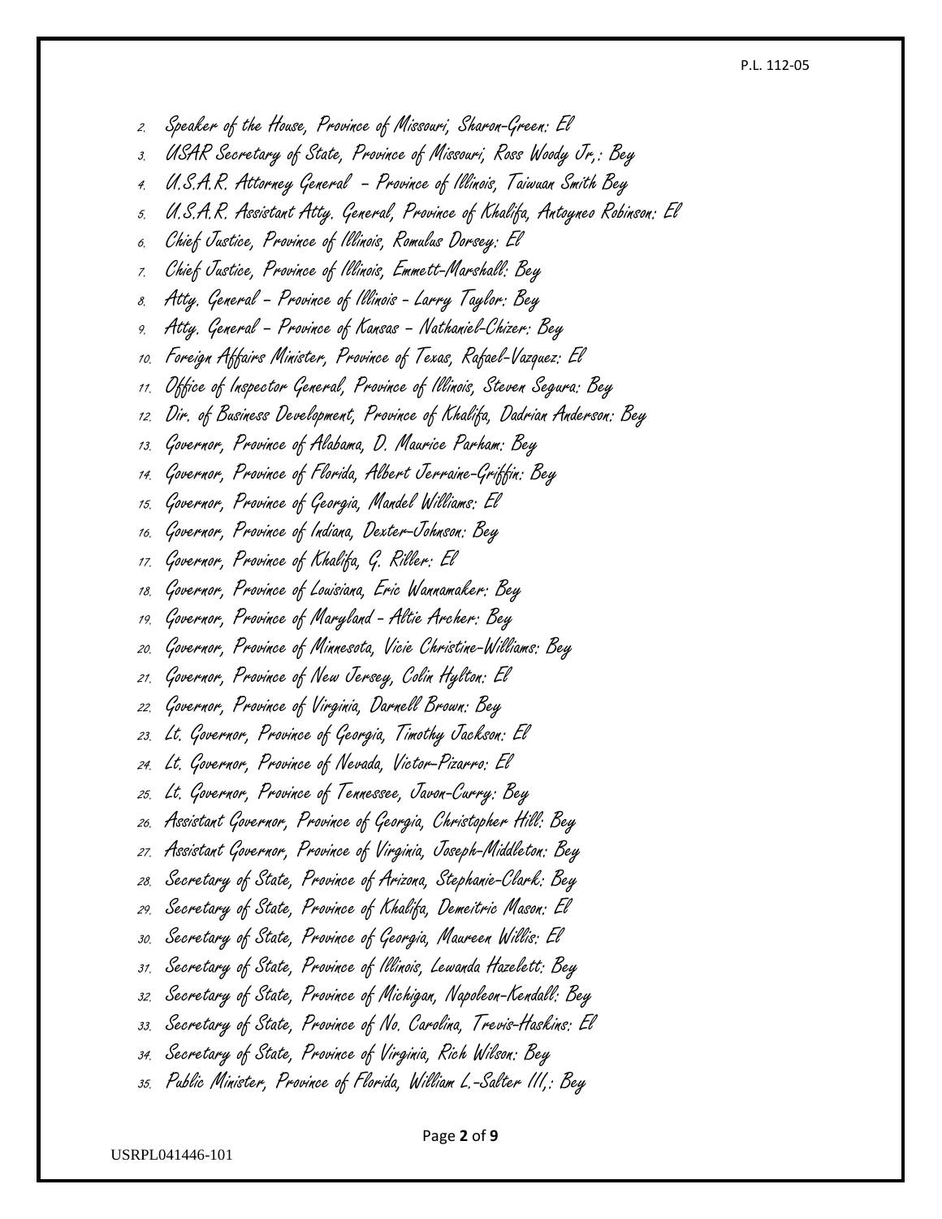2. Speaker of the House, Province of Missouri, Sharon-Green: El
3. USAR Secretary of State, Province of Missouri, Ross Woody Jr,: Bey
4. U.S.A.R. Attorney General – Province of Illinois, Taiwuan Smith Bey
5. U.S.A.R. Assistant Atty. General, Province of Khalifa, Antoyneo Robinson: El
6. Chief Justice, Province of Illinois, Romulus Dorsey: El
7. Chief Justice, Province of Illinois, Emmett-Marshall: Bey
8. Atty. General – Province of Illinois - Larry Taylor: Bey
9. Atty. General – Province of Kansas – Nathaniel-Chizer: Bey
10. Foreign Affairs Minister, Province of Texas, Rafael-Vazquez: El
11. Office of Inspector General, Province of Illinois, Steven Segura: Bey
12. Dir. of Business Development, Province of Khalifa, Dadrian Anderson: Bey
13. Governor, Province of Alabama, D. Maurice Parham: Bey
14. Governor, Province of Florida, Albert Jerraine-Griffin: Bey
15. Governor, Province of Georgia, Mandel Williams: El
16. Governor, Province of Indiana, Dexter-Johnson: Bey
17. Governor, Province of Khalifa, G. Riller: El
18. Governor, Province of Louisiana, Eric Wannamaker: Bey
19. Governor, Province of Maryland - Altie Archer: Bey
20. Governor, Province of Minnesota, Vicie Christine-Williams: Bey
21. Governor, Province of New Jersey, Colin Hylton: El
22. Governor, Province of Virginia, Darnell Brown: Bey
23. Lt. Governor, Province of Georgia, Timothy Jackson: El
24. Lt. Governor, Province of Nevada, Victor-Pizarro: El
25. Lt. Governor, Province of Tennessee, Javon-Curry: Bey
26. Assistant Governor, Province of Georgia, Christopher Hill: Bey
27. Assistant Governor, Province of Virginia, Joseph-Middleton: Bey
28. Secretary of State, Province of Arizona, Stephanie-Clark: Bey
29. Secretary of State, Province of Khalifa, Demeitric Mason: El
30. Secretary of State, Province of Georgia, Maureen Willis: El
31. Secretary of State, Province of Illinois, Lewanda Hazelett: Bey
32. Secretary of State, Province of Michigan, Napoleon-Kendall: Bey
33. Secretary of State, Province of No. Carolina, Trevis-Haskins: El
34. Secretary of State, Province of Virginia, Rich Wilson: Bey
35. Public Minister, Province of Florida, William L.-Salter III,: Bey

USRPL041446-101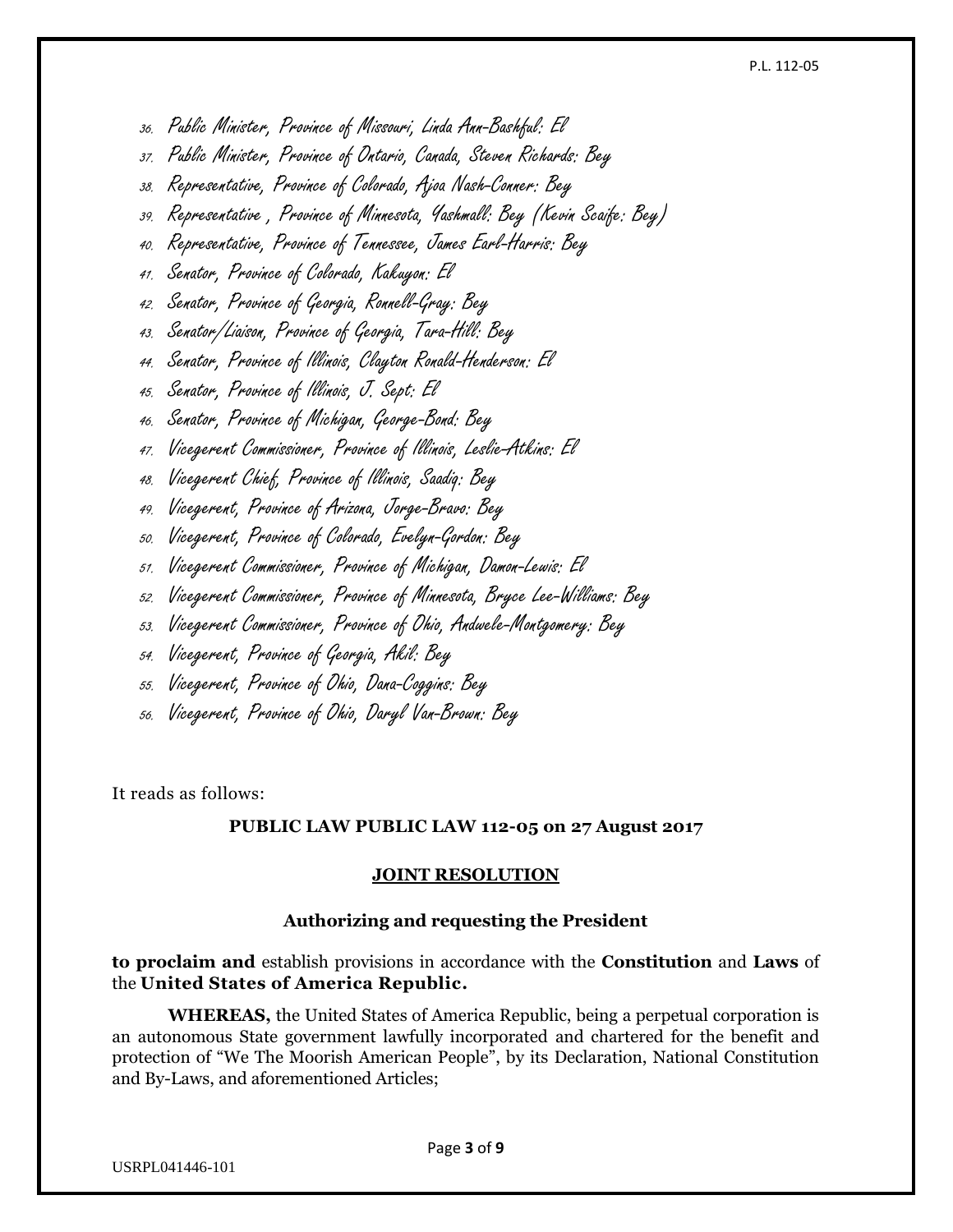36. Public Minister, Province of Missouri, Linda Ann-Bashful: El
37. Public Minister, Province of Ontario, Canada, Steven Richards: Bey
38. Representative, Province of Colorado, Ajoa Nash-Conner: Bey
39. Representative , Province of Minnesota, Yashmall: Bey (Kevin Scaife: Bey)
40. Representative, Province of Tennessee, James Earl-Harris: Bey
41. Senator, Province of Colorado, Kakuyon: El
42. Senator, Province of Georgia, Ronnell-Gray: Bey
43. Senator/Liaison, Province of Georgia, Tara-Hill: Bey
44. Senator, Province of Illinois, Clayton Ronald-Henderson: El
45. Senator, Province of Illinois, J. Sept: El
46. Senator, Province of Michigan, George-Bond: Bey
47. Vicegerent Commissioner, Province of Illinois, Leslie-Atkins: El
48. Vicegerent Chief, Province of Illinois, Saadiq: Bey
49. Vicegerent, Province of Arizona, Jorge-Bravo: Bey
50. Vicegerent, Province of Colorado, Evelyn-Gordon: Bey
51. Vicegerent Commissioner, Province of Michigan, Damon-Lewis: El
52. Vicegerent Commissioner, Province of Minnesota, Bryce Lee-Williams: Bey
53. Vicegerent Commissioner, Province of Ohio, Andwele-Montgomery: Bey
54. Vicegerent, Province of Georgia, Akil: Bey
55. Vicegerent, Province of Ohio, Dana-Coggins: Bey
56. Vicegerent, Province of Ohio, Daryl Van-Brown: Bey

It reads as follows:

**PUBLIC LAW PUBLIC LAW 112-05 on 27 August 2017**

**JOINT RESOLUTION**

**Authorizing and requesting the President**

**to proclaim and** establish provisions in accordance with the **Constitution** and **Laws** of the **United States of America Republic.**

**WHEREAS,** the United States of America Republic, being a perpetual corporation is an autonomous State government lawfully incorporated and chartered for the benefit and protection of "We The Moorish American People", by its Declaration, National Constitution and By-Laws, and aforementioned Articles;

USRPL041446-101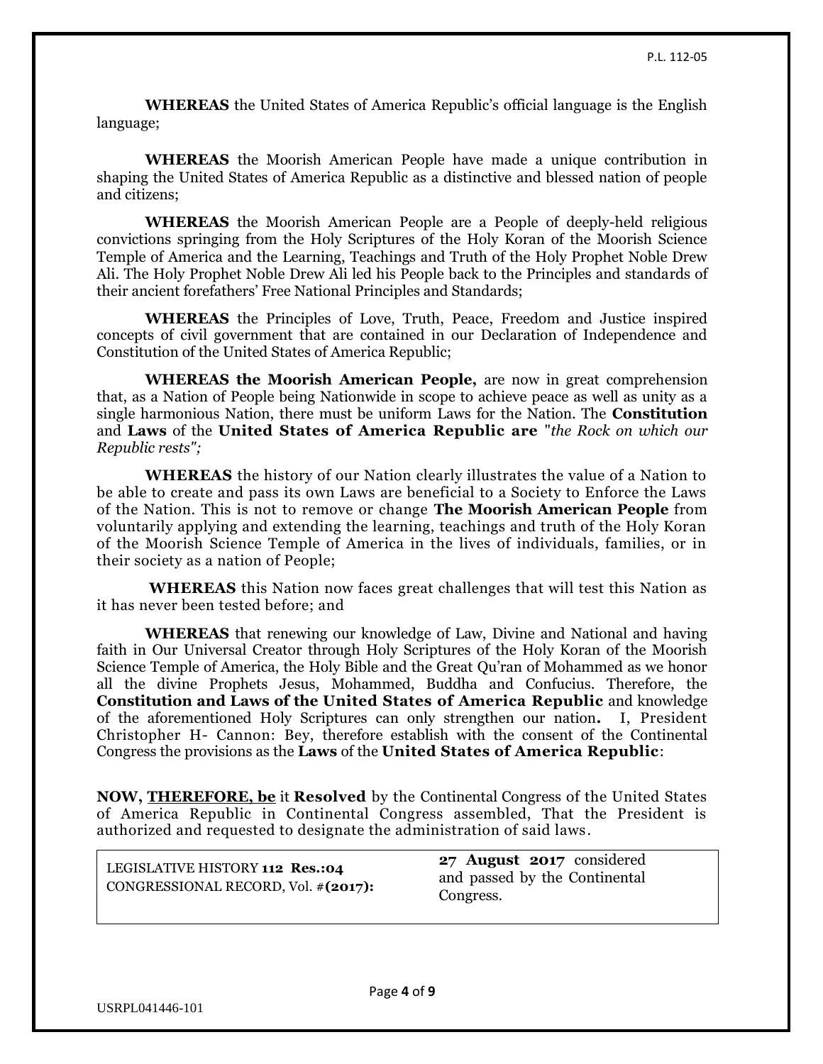**WHEREAS** the United States of America Republic's official language is the English language;

**WHEREAS** the Moorish American People have made a unique contribution in shaping the United States of America Republic as a distinctive and blessed nation of people and citizens;

**WHEREAS** the Moorish American People are a People of deeply-held religious convictions springing from the Holy Scriptures of the Holy Koran of the Moorish Science Temple of America and the Learning, Teachings and Truth of the Holy Prophet Noble Drew Ali. The Holy Prophet Noble Drew Ali led his People back to the Principles and standards of their ancient forefathers' Free National Principles and Standards;

**WHEREAS** the Principles of Love, Truth, Peace, Freedom and Justice inspired concepts of civil government that are contained in our Declaration of Independence and Constitution of the United States of America Republic;

**WHEREAS the Moorish American People,** are now in great comprehension that, as a Nation of People being Nationwide in scope to achieve peace as well as unity as a single harmonious Nation, there must be uniform Laws for the Nation. The **Constitution** and **Laws** of the **United States of America Republic are** "*the Rock on which our Republic rests";*

**WHEREAS** the history of our Nation clearly illustrates the value of a Nation to be able to create and pass its own Laws are beneficial to a Society to Enforce the Laws of the Nation. This is not to remove or change **The Moorish American People** from voluntarily applying and extending the learning, teachings and truth of the Holy Koran of the Moorish Science Temple of America in the lives of individuals, families, or in their society as a nation of People;

**WHEREAS** this Nation now faces great challenges that will test this Nation as it has never been tested before; and

**WHEREAS** that renewing our knowledge of Law, Divine and National and having faith in Our Universal Creator through Holy Scriptures of the Holy Koran of the Moorish Science Temple of America, the Holy Bible and the Great Qu'ran of Mohammed as we honor all the divine Prophets Jesus, Mohammed, Buddha and Confucius. Therefore, the **Constitution and Laws of the United States of America Republic** and knowledge of the aforementioned Holy Scriptures can only strengthen our nation**.** I, President Christopher H- Cannon: Bey, therefore establish with the consent of the Continental Congress the provisions as the **Laws** of the **United States of America Republic**:

**NOW, <u>THEREFORE, be</u>** it **Resolved** by the Continental Congress of the United States of America Republic in Continental Congress assembled, That the President is authorized and requested to designate the administration of said laws.

| LEGISLATIVE HISTORY **112 Res.:04** CONGRESSIONAL RECORD, Vol. #**(2017):** | **27 August 2017** considered and passed by the Continental Congress. |
|---|---|

USRPL041446-101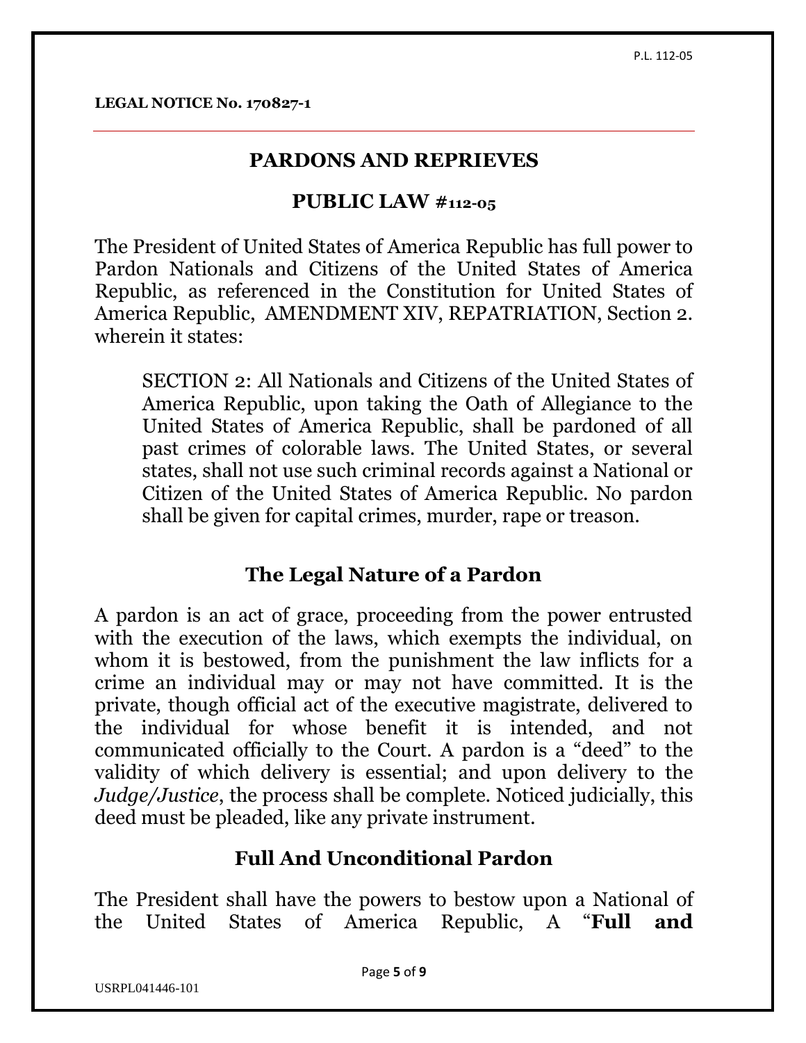**LEGAL NOTICE No. 170827-1**

## PARDONS AND REPRIEVES

## PUBLIC LAW #112-05

The President of United States of America Republic has full power to Pardon Nationals and Citizens of the United States of America Republic, as referenced in the Constitution for United States of America Republic, AMENDMENT XIV, REPATRIATION, Section 2. wherein it states:

> SECTION 2: All Nationals and Citizens of the United States of America Republic, upon taking the Oath of Allegiance to the United States of America Republic, shall be pardoned of all past crimes of colorable laws. The United States, or several states, shall not use such criminal records against a National or Citizen of the United States of America Republic. No pardon shall be given for capital crimes, murder, rape or treason.

### The Legal Nature of a Pardon

A pardon is an act of grace, proceeding from the power entrusted with the execution of the laws, which exempts the individual, on whom it is bestowed, from the punishment the law inflicts for a crime an individual may or may not have committed. It is the private, though official act of the executive magistrate, delivered to the individual for whose benefit it is intended, and not communicated officially to the Court. A pardon is a "deed" to the validity of which delivery is essential; and upon delivery to the *Judge/Justice*, the process shall be complete. Noticed judicially, this deed must be pleaded, like any private instrument.

### Full And Unconditional Pardon

The President shall have the powers to bestow upon a National of the United States of America Republic, A "**Full and**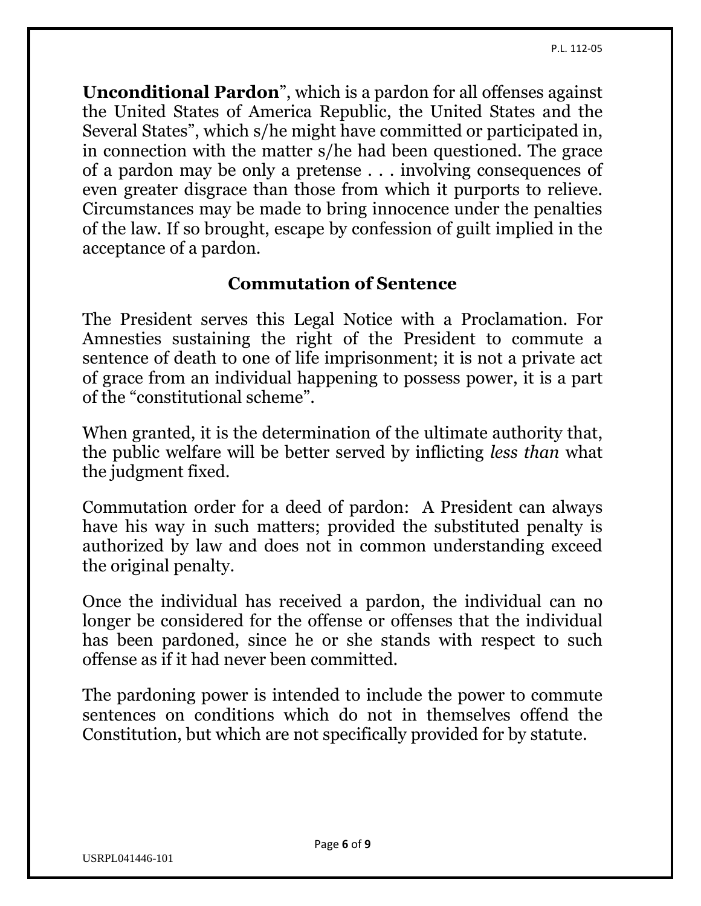**Unconditional Pardon**", which is a pardon for all offenses against the United States of America Republic, the United States and the Several States", which s/he might have committed or participated in, in connection with the matter s/he had been questioned. The grace of a pardon may be only a pretense . . . involving consequences of even greater disgrace than those from which it purports to relieve. Circumstances may be made to bring innocence under the penalties of the law. If so brought, escape by confession of guilt implied in the acceptance of a pardon.

## Commutation of Sentence

The President serves this Legal Notice with a Proclamation. For Amnesties sustaining the right of the President to commute a sentence of death to one of life imprisonment; it is not a private act of grace from an individual happening to possess power, it is a part of the "constitutional scheme".

When granted, it is the determination of the ultimate authority that, the public welfare will be better served by inflicting *less than* what the judgment fixed.

Commutation order for a deed of pardon: A President can always have his way in such matters; provided the substituted penalty is authorized by law and does not in common understanding exceed the original penalty.

Once the individual has received a pardon, the individual can no longer be considered for the offense or offenses that the individual has been pardoned, since he or she stands with respect to such offense as if it had never been committed.

The pardoning power is intended to include the power to commute sentences on conditions which do not in themselves offend the Constitution, but which are not specifically provided for by statute.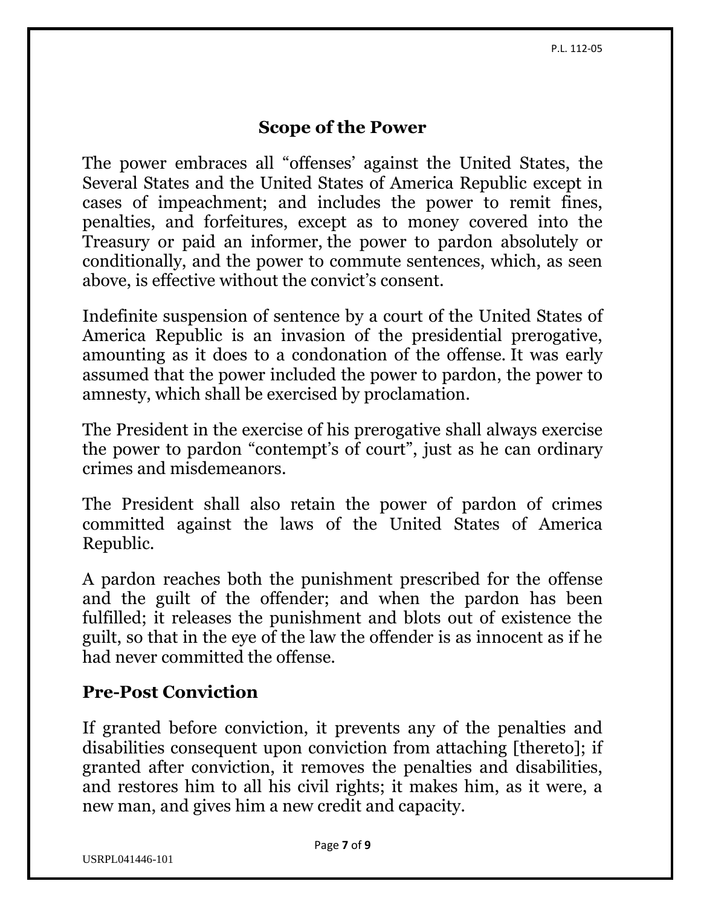## Scope of the Power

The power embraces all "offenses' against the United States, the Several States and the United States of America Republic except in cases of impeachment; and includes the power to remit fines, penalties, and forfeitures, except as to money covered into the Treasury or paid an informer, the power to pardon absolutely or conditionally, and the power to commute sentences, which, as seen above, is effective without the convict's consent.

Indefinite suspension of sentence by a court of the United States of America Republic is an invasion of the presidential prerogative, amounting as it does to a condonation of the offense. It was early assumed that the power included the power to pardon, the power to amnesty, which shall be exercised by proclamation.

The President in the exercise of his prerogative shall always exercise the power to pardon "contempt's of court", just as he can ordinary crimes and misdemeanors.

The President shall also retain the power of pardon of crimes committed against the laws of the United States of America Republic.

A pardon reaches both the punishment prescribed for the offense and the guilt of the offender; and when the pardon has been fulfilled; it releases the punishment and blots out of existence the guilt, so that in the eye of the law the offender is as innocent as if he had never committed the offense.

## Pre-Post Conviction

If granted before conviction, it prevents any of the penalties and disabilities consequent upon conviction from attaching [thereto]; if granted after conviction, it removes the penalties and disabilities, and restores him to all his civil rights; it makes him, as it were, a new man, and gives him a new credit and capacity.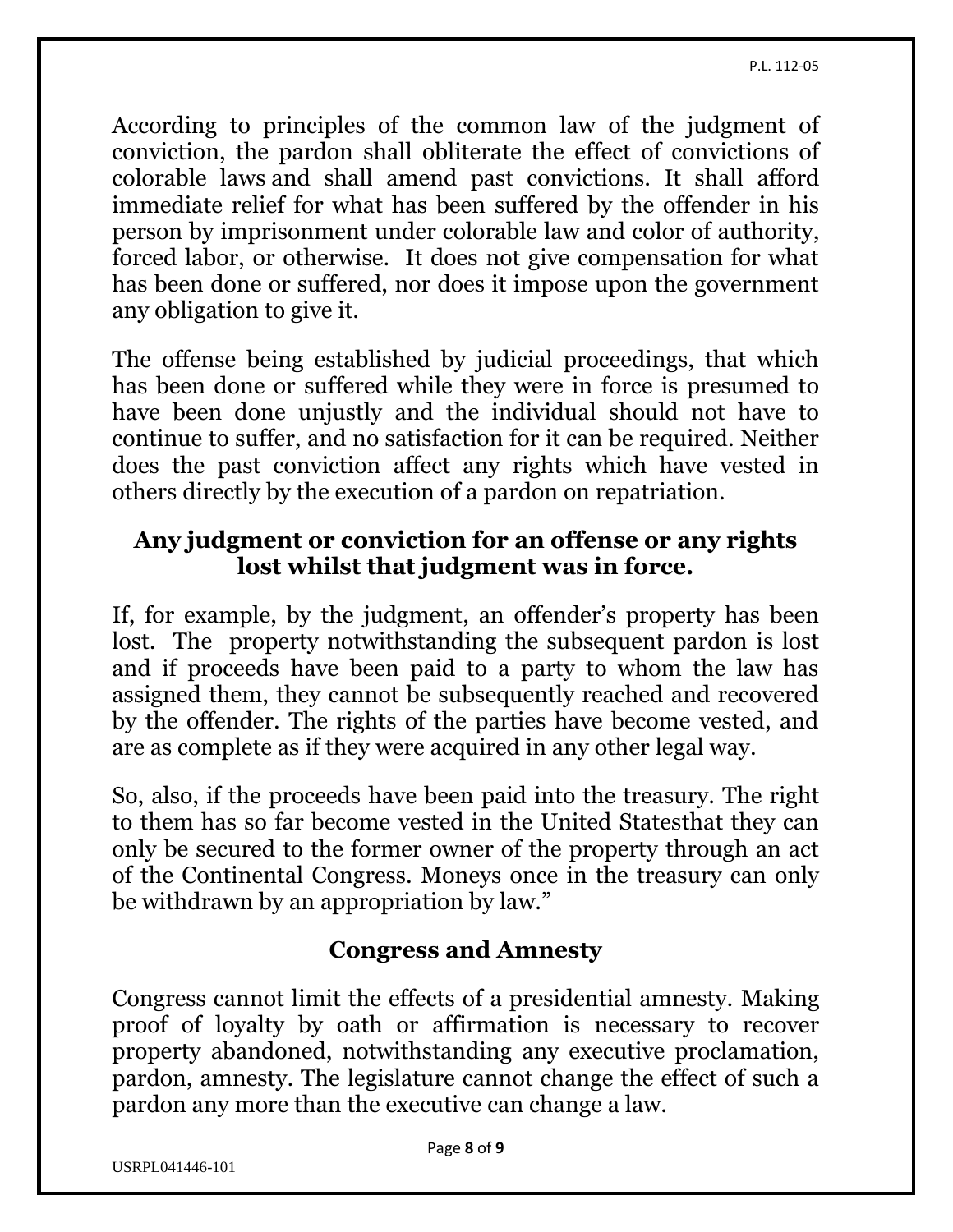According to principles of the common law of the judgment of conviction, the pardon shall obliterate the effect of convictions of colorable laws and shall amend past convictions. It shall afford immediate relief for what has been suffered by the offender in his person by imprisonment under colorable law and color of authority, forced labor, or otherwise. It does not give compensation for what has been done or suffered, nor does it impose upon the government any obligation to give it.

The offense being established by judicial proceedings, that which has been done or suffered while they were in force is presumed to have been done unjustly and the individual should not have to continue to suffer, and no satisfaction for it can be required. Neither does the past conviction affect any rights which have vested in others directly by the execution of a pardon on repatriation.

### Any judgment or conviction for an offense or any rights lost whilst that judgment was in force.

If, for example, by the judgment, an offender's property has been lost. The property notwithstanding the subsequent pardon is lost and if proceeds have been paid to a party to whom the law has assigned them, they cannot be subsequently reached and recovered by the offender. The rights of the parties have become vested, and are as complete as if they were acquired in any other legal way.

So, also, if the proceeds have been paid into the treasury. The right to them has so far become vested in the United Statesthat they can only be secured to the former owner of the property through an act of the Continental Congress. Moneys once in the treasury can only be withdrawn by an appropriation by law."

### Congress and Amnesty

Congress cannot limit the effects of a presidential amnesty. Making proof of loyalty by oath or affirmation is necessary to recover property abandoned, notwithstanding any executive proclamation, pardon, amnesty. The legislature cannot change the effect of such a pardon any more than the executive can change a law.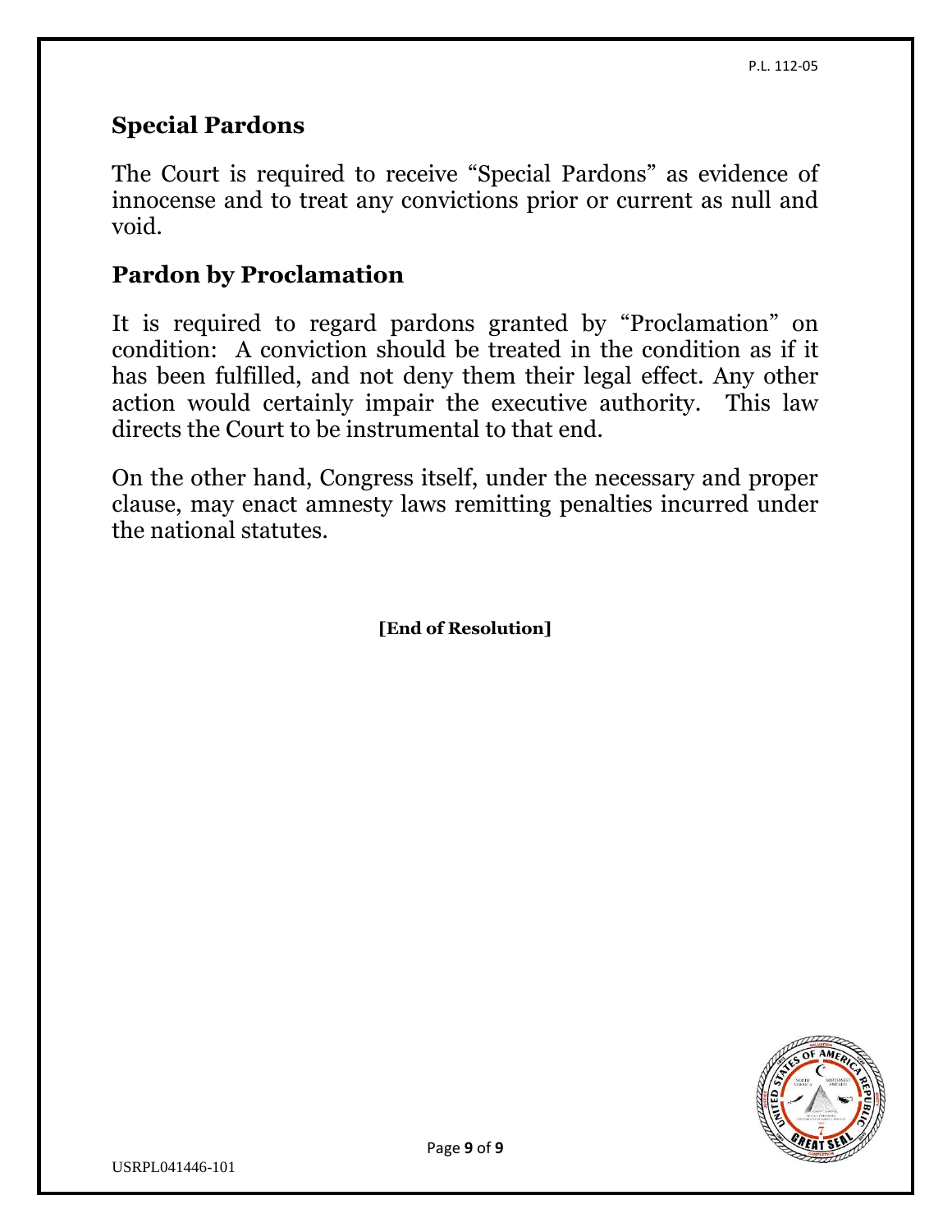## Special Pardons

The Court is required to receive "Special Pardons" as evidence of innocense and to treat any convictions prior or current as null and void.

## Pardon by Proclamation

It is required to regard pardons granted by "Proclamation" on condition: A conviction should be treated in the condition as if it has been fulfilled, and not deny them their legal effect. Any other action would certainly impair the executive authority. This law directs the Court to be instrumental to that end.

On the other hand, Congress itself, under the necessary and proper clause, may enact amnesty laws remitting penalties incurred under the national statutes.

**[End of Resolution]**